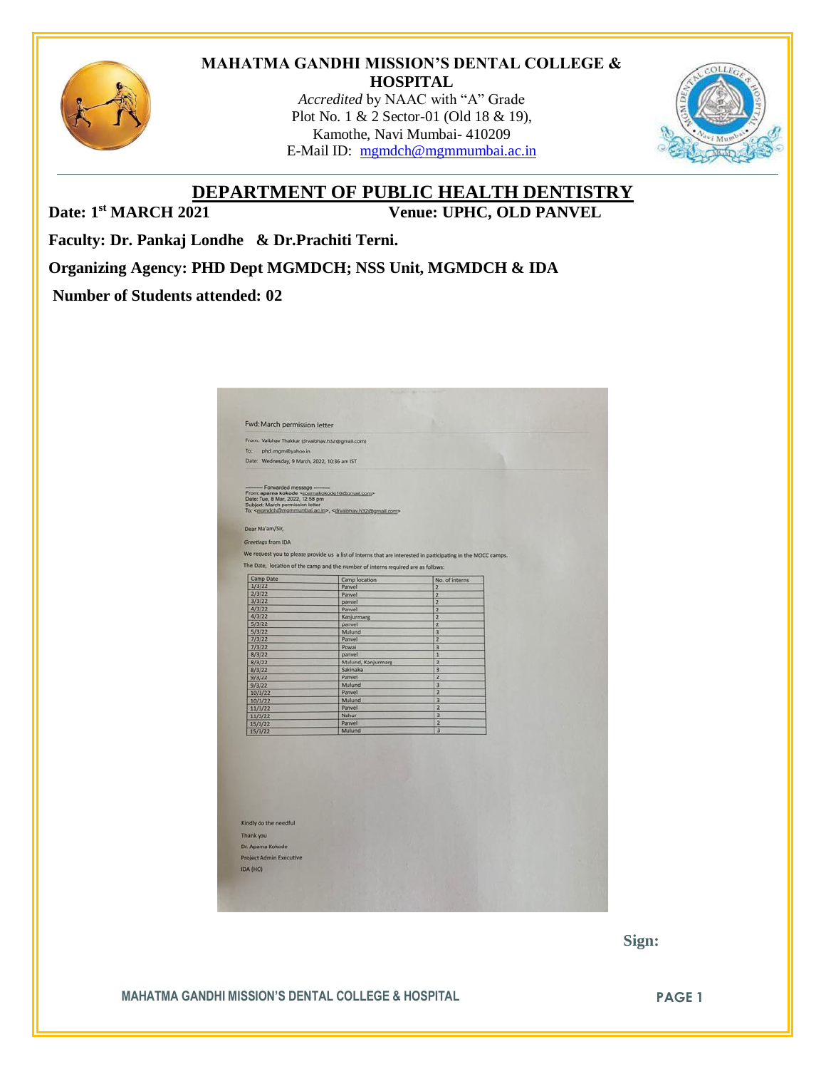# MAHATMA GANDHI MISSION'S DENTAL COLLEGE & HOSPITAL

*Accredited* by NAAC with "A" Grade
Plot No. 1 & 2 Sector-01 (Old 18 & 19),
Kamothe, Navi Mumbai- 410209
E-Mail ID: mgmdch@mgmmumbai.ac.in

## DEPARTMENT OF PUBLIC HEALTH DENTISTRY

**Date: 1st MARCH 2021** **Venue: UPHC, OLD PANVEL**

**Faculty: Dr. Pankaj Londhe & Dr.Prachiti Terni.**

**Organizing Agency: PHD Dept MGMDCH; NSS Unit, MGMDCH & IDA**

**Number of Students attended: 02**

Fwd: March permission letter

From: Vaibhav Thakkar (drvaibhav.h32@gmail.com)
To: phd_mgm@yahoo.in
Date: Wednesday, 9 March, 2022, 10:36 am IST

---------- Forwarded message ---------
From: aparna kokode <aparnakokode10@gmail.com>
Date: Tue, 8 Mar, 2022, 12:58 pm
Subject: March permission letter
To: <mgmdch@mgmmumbai.ac.in>, <drvaibhav.h32@gmail.com>

Dear Ma'am/Sir,

*Greetings* from IDA

We request you to please provide us a list of interns that are interested in participating in the MOCC camps.

The Date, location of the camp and the number of interns required are as follows:

| Camp Date | Camp location | No. of interns |
|---|---|---|
| 1/3/22 | Panvel | 2 |
| 2/3/22 | Panvel | 2 |
| 3/3/22 | panvel | 2 |
| 4/3/22 | Panvel | 2 |
| 4/3/22 | Kanjurmarg | 2 |
| 5/3/22 | panvel | 2 |
| 5/3/22 | Mulund | 3 |
| 7/3/22 | Panvel | 2 |
| 7/3/22 | Powai | 3 |
| 8/3/22 | panvel | 1 |
| 8/3/22 | Mulund, Kanjurmarg | 3 |
| 8/3/22 | Sakinaka | 3 |
| 9/3/22 | Panvel | 2 |
| 9/3/22 | Mulund | 3 |
| 10/3/22 | Panvel | 2 |
| 10/3/22 | Mulund | 3 |
| 11/3/22 | Panvel | 2 |
| 11/3/22 | Nahur | 3 |
| 15/3/22 | Panvel | 2 |
| 15/3/22 | Mulund | 3 |

Kindly do the needful

Thank you

Dr. Aparna Kokode

Project Admin Executive

IDA (HO)

**Sign:**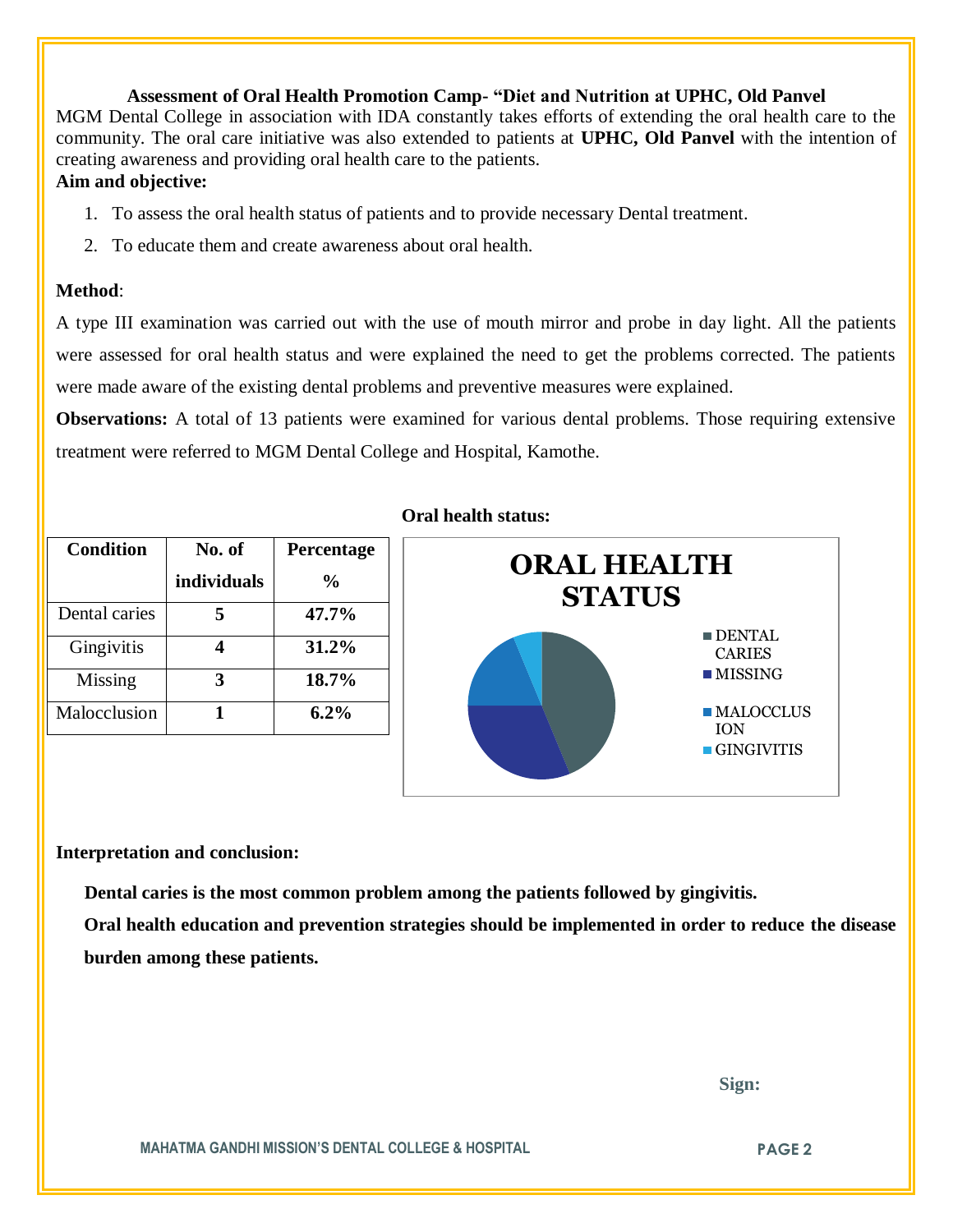**Assessment of Oral Health Promotion Camp- "Diet and Nutrition at UPHC, Old Panvel**

MGM Dental College in association with IDA constantly takes efforts of extending the oral health care to the community. The oral care initiative was also extended to patients at **UPHC, Old Panvel** with the intention of creating awareness and providing oral health care to the patients.

**Aim and objective:**

1. To assess the oral health status of patients and to provide necessary Dental treatment.
2. To educate them and create awareness about oral health.

**Method**:

A type III examination was carried out with the use of mouth mirror and probe in day light. All the patients were assessed for oral health status and were explained the need to get the problems corrected. The patients were made aware of the existing dental problems and preventive measures were explained.

**Observations:** A total of 13 patients were examined for various dental problems. Those requiring extensive treatment were referred to MGM Dental College and Hospital, Kamothe.

| Condition | No. of individuals | Percentage % |
|---|---|---|
| Dental caries | **5** | **47.7%** |
| Gingivitis | **4** | **31.2%** |
| Missing | **3** | **18.7%** |
| Malocclusion | **1** | **6.2%** |

**Oral health status:**

**ORAL HEALTH STATUS**

- DENTAL CARIES
- MISSING
- MALOCCLUSION
- GINGIVITIS

**Interpretation and conclusion:**

**Dental caries is the most common problem among the patients followed by gingivitis.**

**Oral health education and prevention strategies should be implemented in order to reduce the disease burden among these patients.**

**Sign:**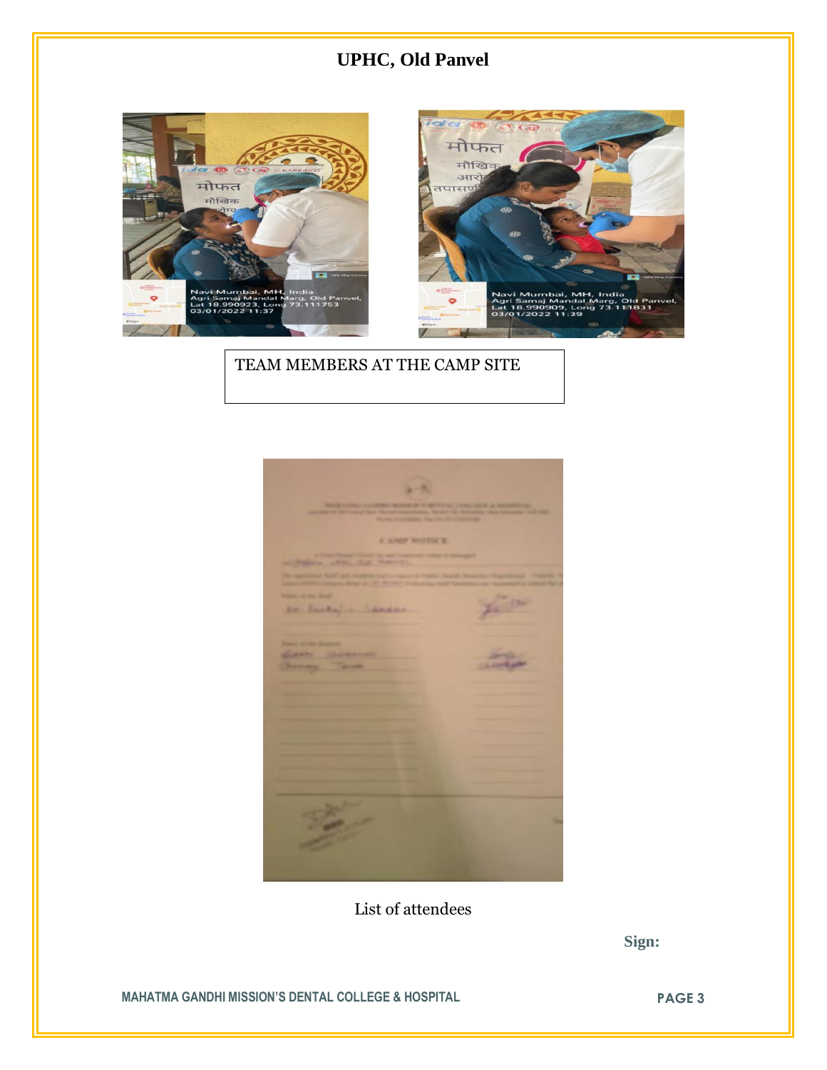# UPHC, Old Panvel

TEAM MEMBERS AT THE CAMP SITE

List of attendees

Sign: